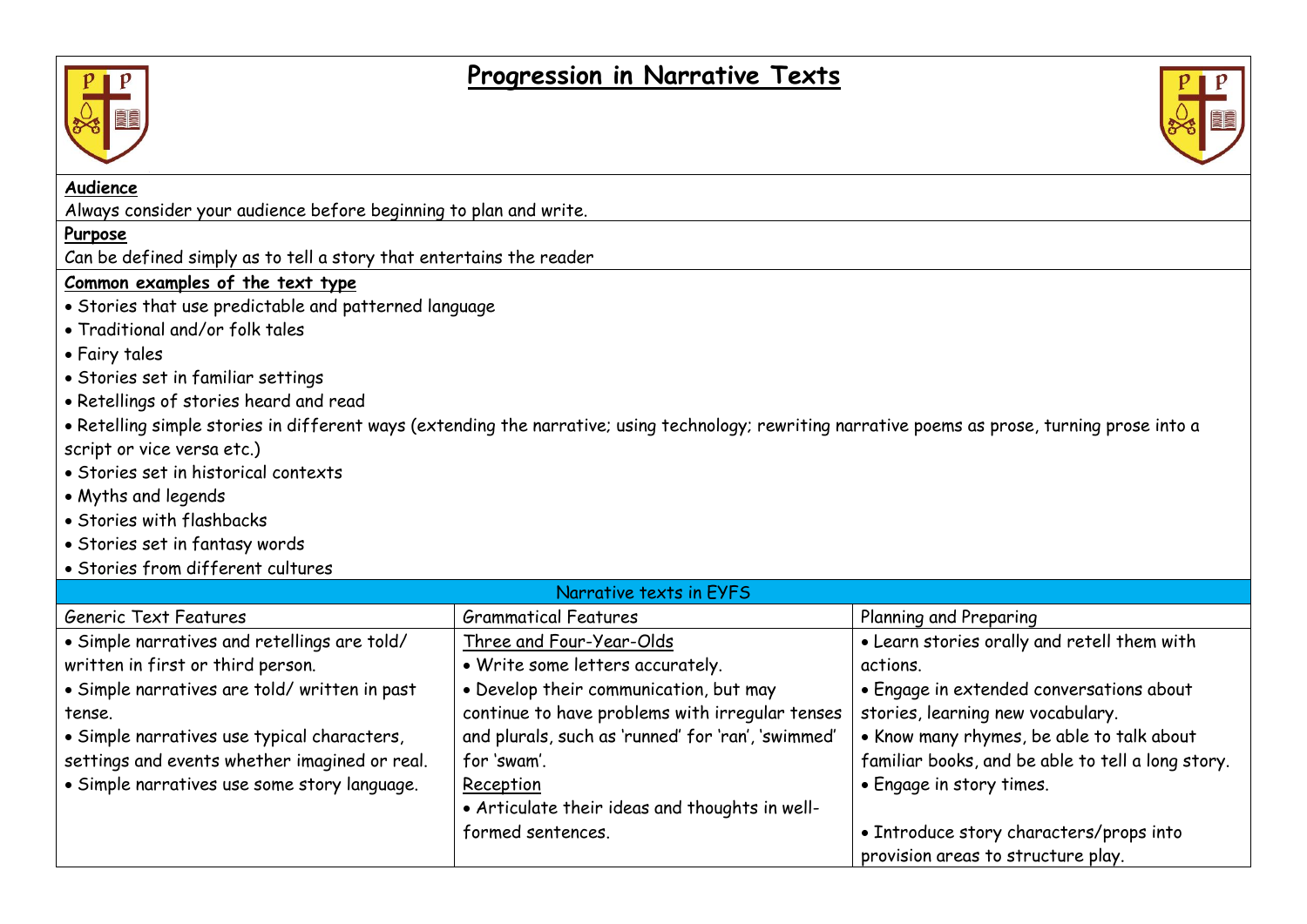# Progression in Narrative Texts

**Audience**

Always consider your audience before beginning to plan and write.

**Purpose**

Can be defined simply as to tell a story that entertains the reader

**Common examples of the text type**

- Stories that use predictable and patterned language
- Traditional and/or folk tales
- Fairy tales
- Stories set in familiar settings
- Retellings of stories heard and read
- Retelling simple stories in different ways (extending the narrative; using technology; rewriting narrative poems as prose, turning prose into a script or vice versa etc.)
- Stories set in historical contexts
- Myths and legends
- Stories with flashbacks
- Stories set in fantasy words
- Stories from different cultures

| Narrative texts in EYFS | | |
|---|---|---|
| Generic Text Features | Grammatical Features | Planning and Preparing |
| • Simple narratives and retellings are told/ written in first or third person.<br>• Simple narratives are told/ written in past tense.<br>• Simple narratives use typical characters, settings and events whether imagined or real.<br>• Simple narratives use some story language. | Three and Four-Year-Olds<br>• Write some letters accurately.<br>• Develop their communication, but may continue to have problems with irregular tenses and plurals, such as 'runned' for 'ran', 'swimmed' for 'swam'.<br>Reception<br>• Articulate their ideas and thoughts in well-formed sentences. | • Learn stories orally and retell them with actions.<br>• Engage in extended conversations about stories, learning new vocabulary.<br>• Know many rhymes, be able to talk about familiar books, and be able to tell a long story.<br>• Engage in story times.<br><br>• Introduce story characters/props into provision areas to structure play. |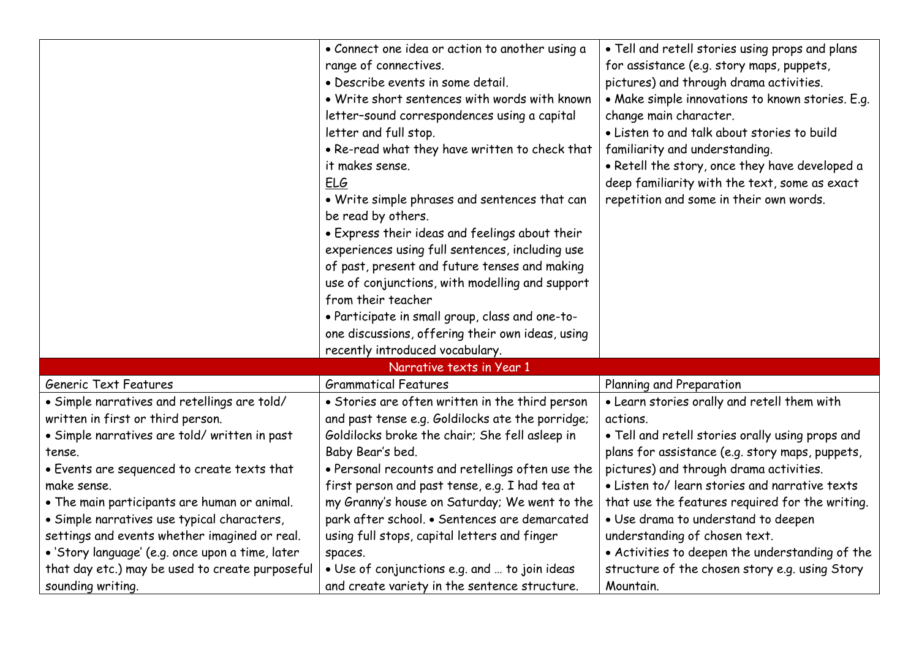| | | |
|---|---|---|
| | • Connect one idea or action to another using a range of connectives.<br>• Describe events in some detail.<br>• Write short sentences with words with known letter–sound correspondences using a capital letter and full stop.<br>• Re-read what they have written to check that it makes sense.<br><u>ELG</u><br>• Write simple phrases and sentences that can be read by others.<br>• Express their ideas and feelings about their experiences using full sentences, including use of past, present and future tenses and making use of conjunctions, with modelling and support from their teacher<br>• Participate in small group, class and one-to-one discussions, offering their own ideas, using recently introduced vocabulary. | • Tell and retell stories using props and plans for assistance (e.g. story maps, puppets, pictures) and through drama activities.<br>• Make simple innovations to known stories. E.g. change main character.<br>• Listen to and talk about stories to build familiarity and understanding.<br>• Retell the story, once they have developed a deep familiarity with the text, some as exact repetition and some in their own words. |
| **Narrative texts in Year 1** | | |
| Generic Text Features | Grammatical Features | Planning and Preparation |
| • Simple narratives and retellings are told/ written in first or third person.<br>• Simple narratives are told/ written in past tense.<br>• Events are sequenced to create texts that make sense.<br>• The main participants are human or animal.<br>• Simple narratives use typical characters, settings and events whether imagined or real.<br>• 'Story language' (e.g. once upon a time, later that day etc.) may be used to create purposeful sounding writing. | • Stories are often written in the third person and past tense e.g. Goldilocks ate the porridge; Goldilocks broke the chair; She fell asleep in Baby Bear's bed.<br>• Personal recounts and retellings often use the first person and past tense, e.g. I had tea at my Granny's house on Saturday; We went to the park after school. • Sentences are demarcated using full stops, capital letters and finger spaces.<br>• Use of conjunctions e.g. and … to join ideas and create variety in the sentence structure. | • Learn stories orally and retell them with actions.<br>• Tell and retell stories orally using props and plans for assistance (e.g. story maps, puppets, pictures) and through drama activities.<br>• Listen to/ learn stories and narrative texts that use the features required for the writing.<br>• Use drama to understand to deepen understanding of chosen text.<br>• Activities to deepen the understanding of the structure of the chosen story e.g. using Story Mountain. |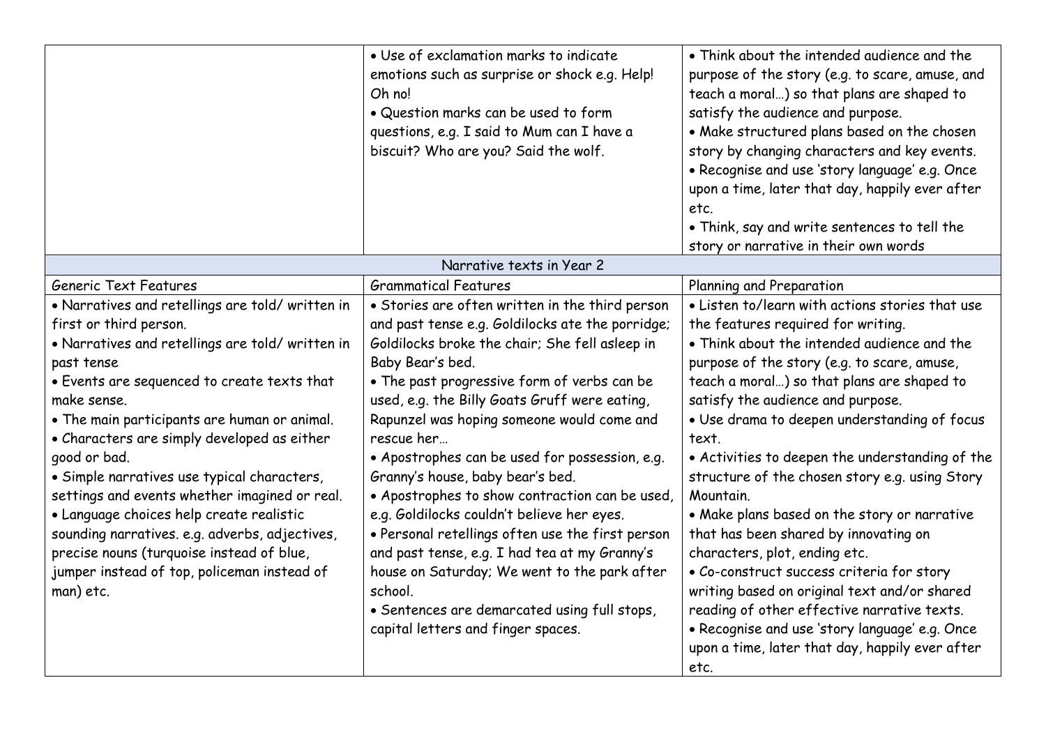| | | |
|---|---|---|
| | • Use of exclamation marks to indicate emotions such as surprise or shock e.g. Help! Oh no!<br>• Question marks can be used to form questions, e.g. I said to Mum can I have a biscuit? Who are you? Said the wolf. | • Think about the intended audience and the purpose of the story (e.g. to scare, amuse, and teach a moral…) so that plans are shaped to satisfy the audience and purpose.<br>• Make structured plans based on the chosen story by changing characters and key events.<br>• Recognise and use 'story language' e.g. Once upon a time, later that day, happily ever after etc.<br>• Think, say and write sentences to tell the story or narrative in their own words |

| Narrative texts in Year 2 | | |
|---|---|---|
| Generic Text Features | Grammatical Features | Planning and Preparation |
| • Narratives and retellings are told/ written in first or third person.<br>• Narratives and retellings are told/ written in past tense<br>• Events are sequenced to create texts that make sense.<br>• The main participants are human or animal.<br>• Characters are simply developed as either good or bad.<br>• Simple narratives use typical characters, settings and events whether imagined or real.<br>• Language choices help create realistic sounding narratives. e.g. adverbs, adjectives, precise nouns (turquoise instead of blue, jumper instead of top, policeman instead of man) etc. | • Stories are often written in the third person and past tense e.g. Goldilocks ate the porridge; Goldilocks broke the chair; She fell asleep in Baby Bear's bed.<br>• The past progressive form of verbs can be used, e.g. the Billy Goats Gruff were eating, Rapunzel was hoping someone would come and rescue her…<br>• Apostrophes can be used for possession, e.g. Granny's house, baby bear's bed.<br>• Apostrophes to show contraction can be used, e.g. Goldilocks couldn't believe her eyes.<br>• Personal retellings often use the first person and past tense, e.g. I had tea at my Granny's house on Saturday; We went to the park after school.<br>• Sentences are demarcated using full stops, capital letters and finger spaces. | • Listen to/learn with actions stories that use the features required for writing.<br>• Think about the intended audience and the purpose of the story (e.g. to scare, amuse, teach a moral…) so that plans are shaped to satisfy the audience and purpose.<br>• Use drama to deepen understanding of focus text.<br>• Activities to deepen the understanding of the structure of the chosen story e.g. using Story Mountain.<br>• Make plans based on the story or narrative that has been shared by innovating on characters, plot, ending etc.<br>• Co-construct success criteria for story writing based on original text and/or shared reading of other effective narrative texts.<br>• Recognise and use 'story language' e.g. Once upon a time, later that day, happily ever after etc. |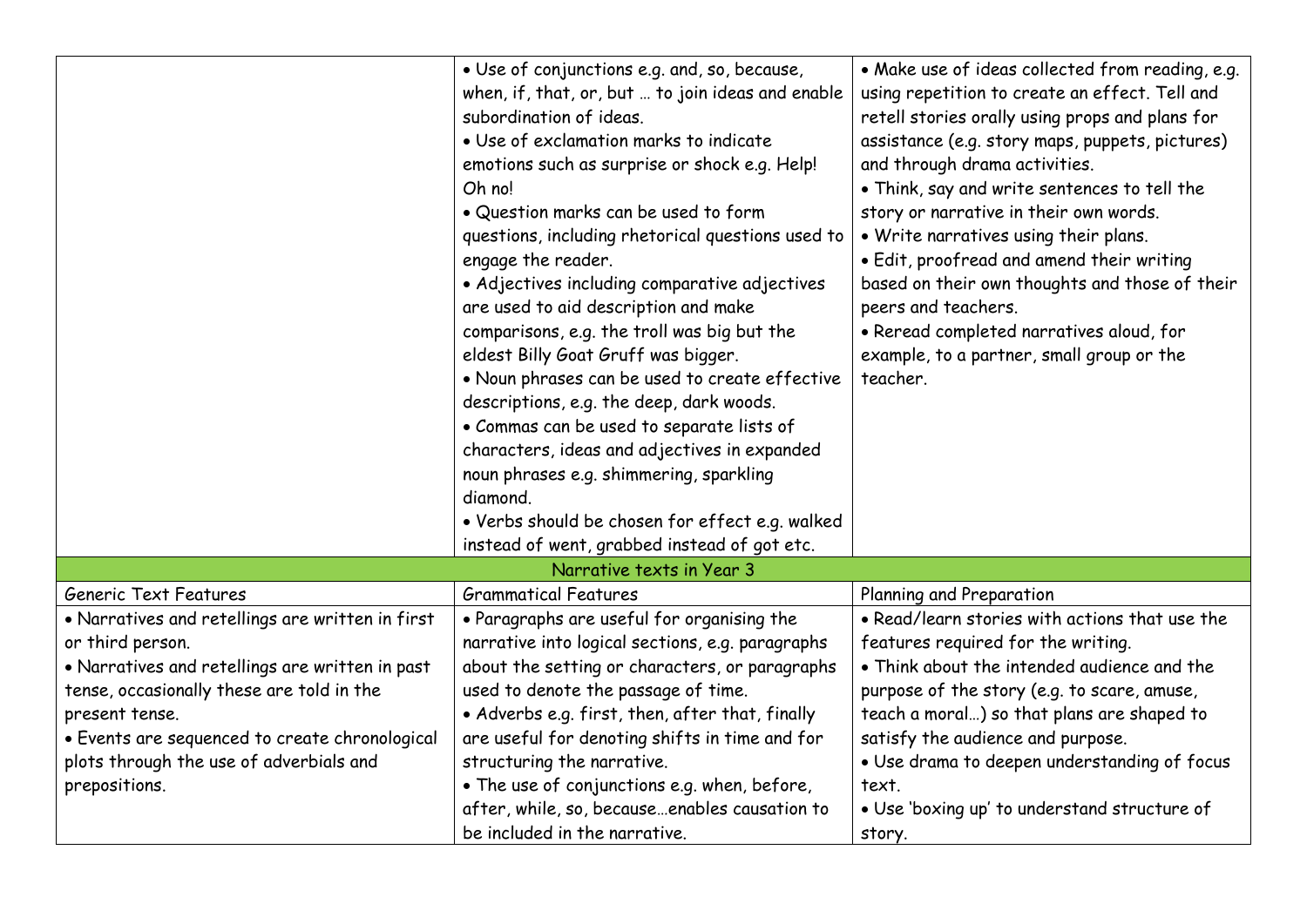|  |  |  |
|---|---|---|
|  | • Use of conjunctions e.g. and, so, because, when, if, that, or, but … to join ideas and enable subordination of ideas.<br>• Use of exclamation marks to indicate emotions such as surprise or shock e.g. Help! Oh no!<br>• Question marks can be used to form questions, including rhetorical questions used to engage the reader.<br>• Adjectives including comparative adjectives are used to aid description and make comparisons, e.g. the troll was big but the eldest Billy Goat Gruff was bigger.<br>• Noun phrases can be used to create effective descriptions, e.g. the deep, dark woods.<br>• Commas can be used to separate lists of characters, ideas and adjectives in expanded noun phrases e.g. shimmering, sparkling diamond.<br>• Verbs should be chosen for effect e.g. walked instead of went, grabbed instead of got etc. | • Make use of ideas collected from reading, e.g. using repetition to create an effect. Tell and retell stories orally using props and plans for assistance (e.g. story maps, puppets, pictures) and through drama activities.<br>• Think, say and write sentences to tell the story or narrative in their own words.<br>• Write narratives using their plans.<br>• Edit, proofread and amend their writing based on their own thoughts and those of their peers and teachers.<br>• Reread completed narratives aloud, for example, to a partner, small group or the teacher. |

**Narrative texts in Year 3**

| Generic Text Features | Grammatical Features | Planning and Preparation |
|---|---|---|
| • Narratives and retellings are written in first or third person.<br>• Narratives and retellings are written in past tense, occasionally these are told in the present tense.<br>• Events are sequenced to create chronological plots through the use of adverbials and prepositions. | • Paragraphs are useful for organising the narrative into logical sections, e.g. paragraphs about the setting or characters, or paragraphs used to denote the passage of time.<br>• Adverbs e.g. first, then, after that, finally are useful for denoting shifts in time and for structuring the narrative.<br>• The use of conjunctions e.g. when, before, after, while, so, because…enables causation to be included in the narrative. | • Read/learn stories with actions that use the features required for the writing.<br>• Think about the intended audience and the purpose of the story (e.g. to scare, amuse, teach a moral…) so that plans are shaped to satisfy the audience and purpose.<br>• Use drama to deepen understanding of focus text.<br>• Use 'boxing up' to understand structure of story. |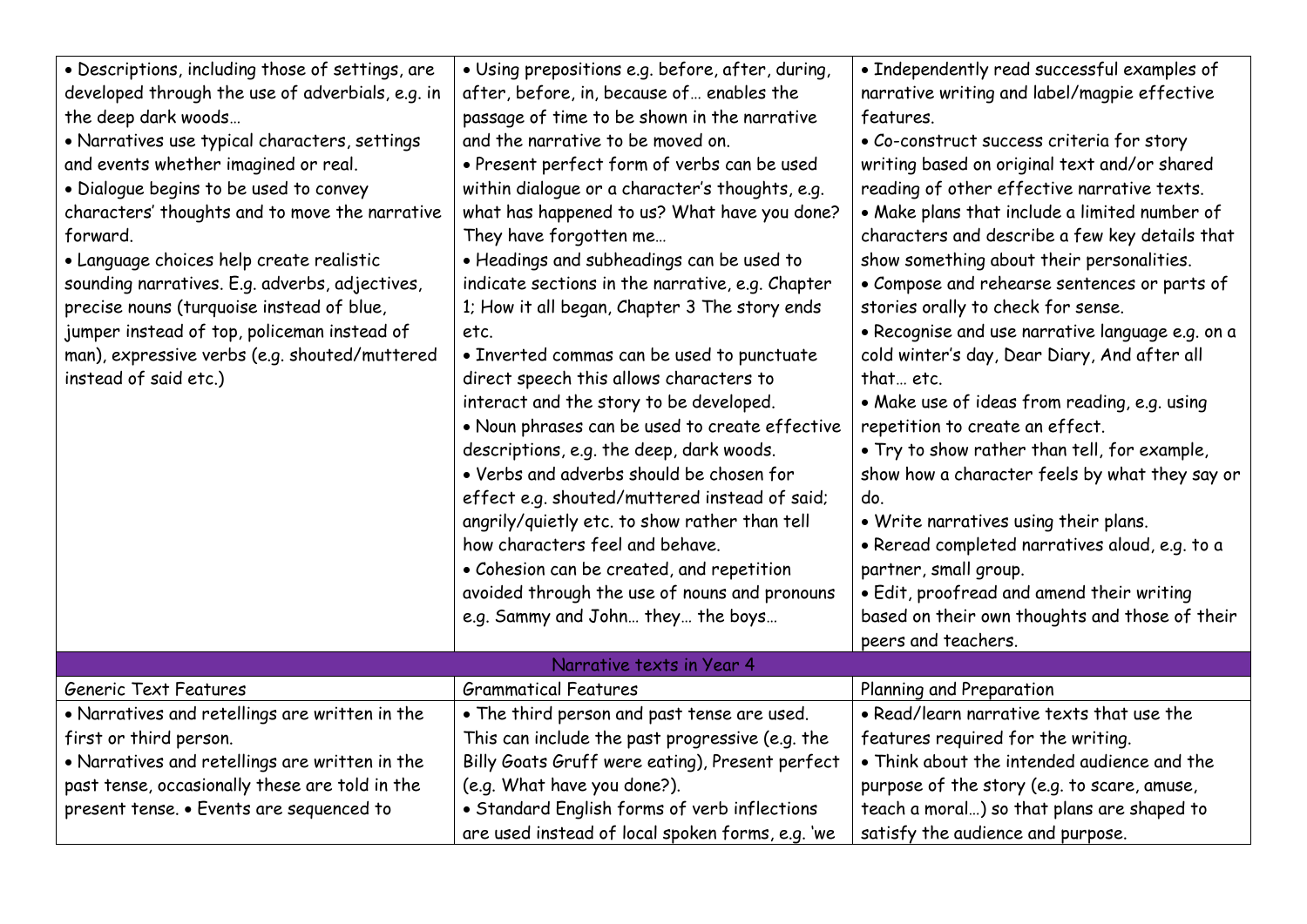| | | |
|---|---|---|
| • Descriptions, including those of settings, are developed through the use of adverbials, e.g. in the deep dark woods…<br>• Narratives use typical characters, settings and events whether imagined or real.<br>• Dialogue begins to be used to convey characters' thoughts and to move the narrative forward.<br>• Language choices help create realistic sounding narratives. E.g. adverbs, adjectives, precise nouns (turquoise instead of blue, jumper instead of top, policeman instead of man), expressive verbs (e.g. shouted/muttered instead of said etc.) | • Using prepositions e.g. before, after, during, after, before, in, because of… enables the passage of time to be shown in the narrative and the narrative to be moved on.<br>• Present perfect form of verbs can be used within dialogue or a character's thoughts, e.g. what has happened to us? What have you done? They have forgotten me…<br>• Headings and subheadings can be used to indicate sections in the narrative, e.g. Chapter 1; How it all began, Chapter 3 The story ends etc.<br>• Inverted commas can be used to punctuate direct speech this allows characters to interact and the story to be developed.<br>• Noun phrases can be used to create effective descriptions, e.g. the deep, dark woods.<br>• Verbs and adverbs should be chosen for effect e.g. shouted/muttered instead of said; angrily/quietly etc. to show rather than tell how characters feel and behave.<br>• Cohesion can be created, and repetition avoided through the use of nouns and pronouns e.g. Sammy and John… they… the boys… | • Independently read successful examples of narrative writing and label/magpie effective features.<br>• Co-construct success criteria for story writing based on original text and/or shared reading of other effective narrative texts.<br>• Make plans that include a limited number of characters and describe a few key details that show something about their personalities.<br>• Compose and rehearse sentences or parts of stories orally to check for sense.<br>• Recognise and use narrative language e.g. on a cold winter's day, Dear Diary, And after all that… etc.<br>• Make use of ideas from reading, e.g. using repetition to create an effect.<br>• Try to show rather than tell, for example, show how a character feels by what they say or do.<br>• Write narratives using their plans.<br>• Reread completed narratives aloud, e.g. to a partner, small group.<br>• Edit, proofread and amend their writing based on their own thoughts and those of their peers and teachers. |
| **Narrative texts in Year 4** | | |
| Generic Text Features | Grammatical Features | Planning and Preparation |
| • Narratives and retellings are written in the first or third person.<br>• Narratives and retellings are written in the past tense, occasionally these are told in the present tense. • Events are sequenced to | • The third person and past tense are used. This can include the past progressive (e.g. the Billy Goats Gruff were eating), Present perfect (e.g. What have you done?).<br>• Standard English forms of verb inflections are used instead of local spoken forms, e.g. 'we | • Read/learn narrative texts that use the features required for the writing.<br>• Think about the intended audience and the purpose of the story (e.g. to scare, amuse, teach a moral…) so that plans are shaped to satisfy the audience and purpose. |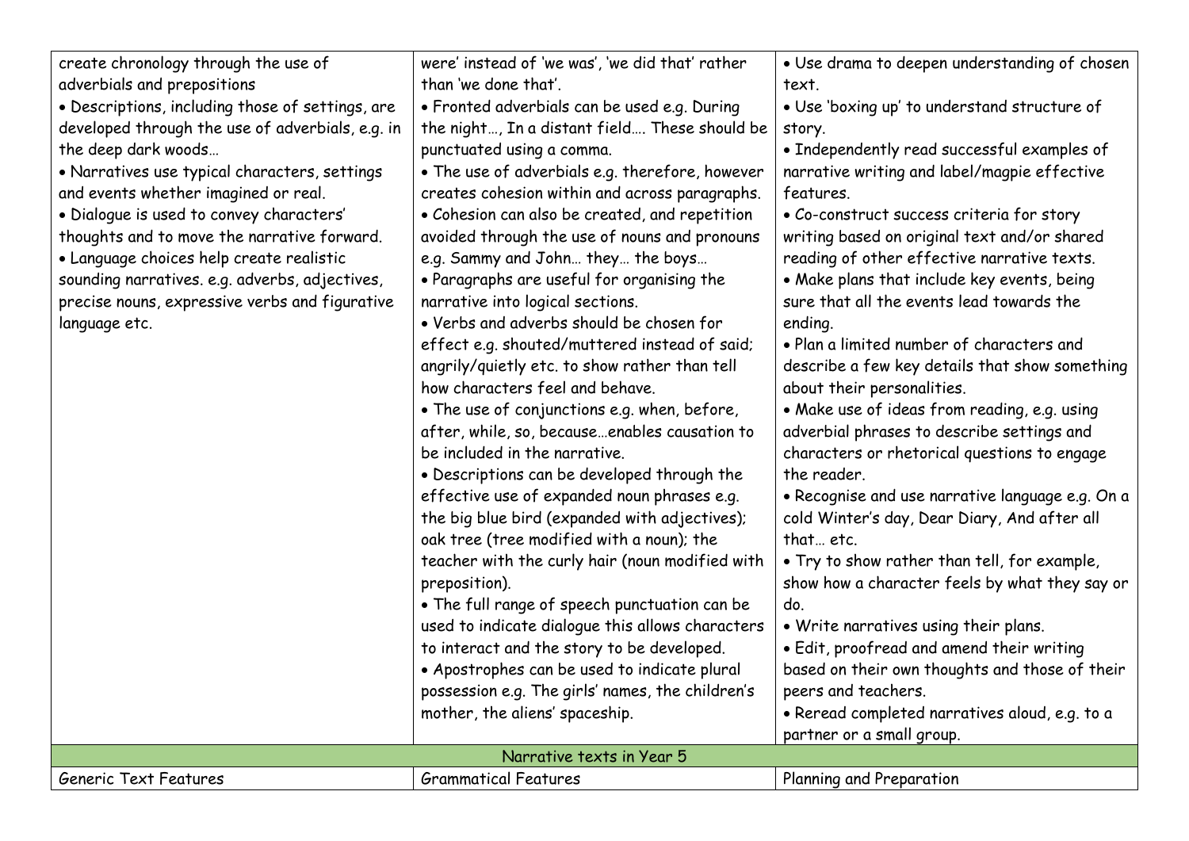| | | |
|---|---|---|
| create chronology through the use of adverbials and prepositions<br>• Descriptions, including those of settings, are developed through the use of adverbials, e.g. in the deep dark woods…<br>• Narratives use typical characters, settings and events whether imagined or real.<br>• Dialogue is used to convey characters' thoughts and to move the narrative forward.<br>• Language choices help create realistic sounding narratives. e.g. adverbs, adjectives, precise nouns, expressive verbs and figurative language etc. | were' instead of 'we was', 'we did that' rather than 'we done that'.<br>• Fronted adverbials can be used e.g. During the night…, In a distant field…. These should be punctuated using a comma.<br>• The use of adverbials e.g. therefore, however creates cohesion within and across paragraphs.<br>• Cohesion can also be created, and repetition avoided through the use of nouns and pronouns e.g. Sammy and John… they… the boys…<br>• Paragraphs are useful for organising the narrative into logical sections.<br>• Verbs and adverbs should be chosen for effect e.g. shouted/muttered instead of said; angrily/quietly etc. to show rather than tell how characters feel and behave.<br>• The use of conjunctions e.g. when, before, after, while, so, because…enables causation to be included in the narrative.<br>• Descriptions can be developed through the effective use of expanded noun phrases e.g. the big blue bird (expanded with adjectives); oak tree (tree modified with a noun); the teacher with the curly hair (noun modified with preposition).<br>• The full range of speech punctuation can be used to indicate dialogue this allows characters to interact and the story to be developed.<br>• Apostrophes can be used to indicate plural possession e.g. The girls' names, the children's mother, the aliens' spaceship. | • Use drama to deepen understanding of chosen text.<br>• Use 'boxing up' to understand structure of story.<br>• Independently read successful examples of narrative writing and label/magpie effective features.<br>• Co-construct success criteria for story writing based on original text and/or shared reading of other effective narrative texts.<br>• Make plans that include key events, being sure that all the events lead towards the ending.<br>• Plan a limited number of characters and describe a few key details that show something about their personalities.<br>• Make use of ideas from reading, e.g. using adverbial phrases to describe settings and characters or rhetorical questions to engage the reader.<br>• Recognise and use narrative language e.g. On a cold Winter's day, Dear Diary, And after all that… etc.<br>• Try to show rather than tell, for example, show how a character feels by what they say or do.<br>• Write narratives using their plans.<br>• Edit, proofread and amend their writing based on their own thoughts and those of their peers and teachers.<br>• Reread completed narratives aloud, e.g. to a partner or a small group. |
| **Narrative texts in Year 5** | | |
| Generic Text Features | Grammatical Features | Planning and Preparation |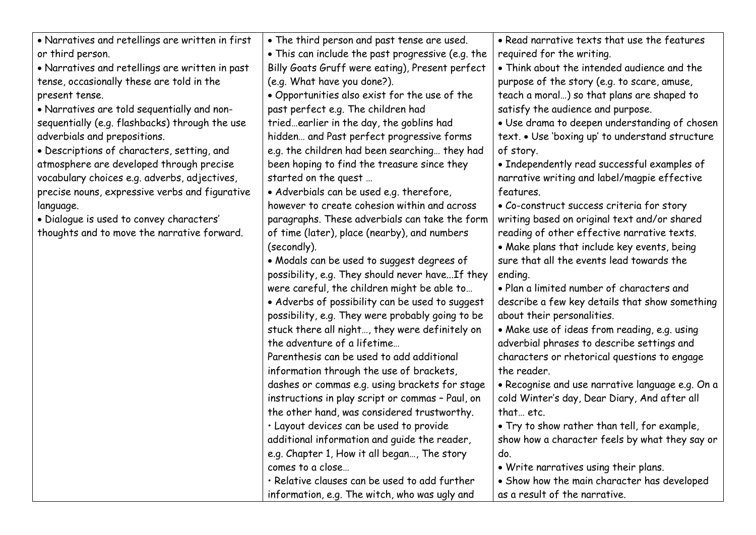| | | |
|---|---|---|
| • Narratives and retellings are written in first or third person.<br>• Narratives and retellings are written in past tense, occasionally these are told in the present tense.<br>• Narratives are told sequentially and non-sequentially (e.g. flashbacks) through the use adverbials and prepositions.<br>• Descriptions of characters, setting, and atmosphere are developed through precise vocabulary choices e.g. adverbs, adjectives, precise nouns, expressive verbs and figurative language.<br>• Dialogue is used to convey characters' thoughts and to move the narrative forward. | • The third person and past tense are used.<br>• This can include the past progressive (e.g. the Billy Goats Gruff were eating), Present perfect (e.g. What have you done?).<br>• Opportunities also exist for the use of the past perfect e.g. The children had tried…earlier in the day, the goblins had hidden… and Past perfect progressive forms e.g. the children had been searching… they had been hoping to find the treasure since they started on the quest …<br>• Adverbials can be used e.g. therefore, however to create cohesion within and across paragraphs. These adverbials can take the form of time (later), place (nearby), and numbers (secondly).<br>• Modals can be used to suggest degrees of possibility, e.g. They should never have...If they were careful, the children might be able to…<br>• Adverbs of possibility can be used to suggest possibility, e.g. They were probably going to be stuck there all night…, they were definitely on the adventure of a lifetime…<br>Parenthesis can be used to add additional information through the use of brackets, dashes or commas e.g. using brackets for stage instructions in play script or commas – Paul, on the other hand, was considered trustworthy.<br>· Layout devices can be used to provide additional information and guide the reader, e.g. Chapter 1, How it all began…, The story comes to a close…<br>· Relative clauses can be used to add further information, e.g. The witch, who was ugly and | • Read narrative texts that use the features required for the writing.<br>• Think about the intended audience and the purpose of the story (e.g. to scare, amuse, teach a moral…) so that plans are shaped to satisfy the audience and purpose.<br>• Use drama to deepen understanding of chosen text. • Use 'boxing up' to understand structure of story.<br>• Independently read successful examples of narrative writing and label/magpie effective features.<br>• Co-construct success criteria for story writing based on original text and/or shared reading of other effective narrative texts.<br>• Make plans that include key events, being sure that all the events lead towards the ending.<br>• Plan a limited number of characters and describe a few key details that show something about their personalities.<br>• Make use of ideas from reading, e.g. using adverbial phrases to describe settings and characters or rhetorical questions to engage the reader.<br>• Recognise and use narrative language e.g. On a cold Winter's day, Dear Diary, And after all that… etc.<br>• Try to show rather than tell, for example, show how a character feels by what they say or do.<br>• Write narratives using their plans.<br>• Show how the main character has developed as a result of the narrative. |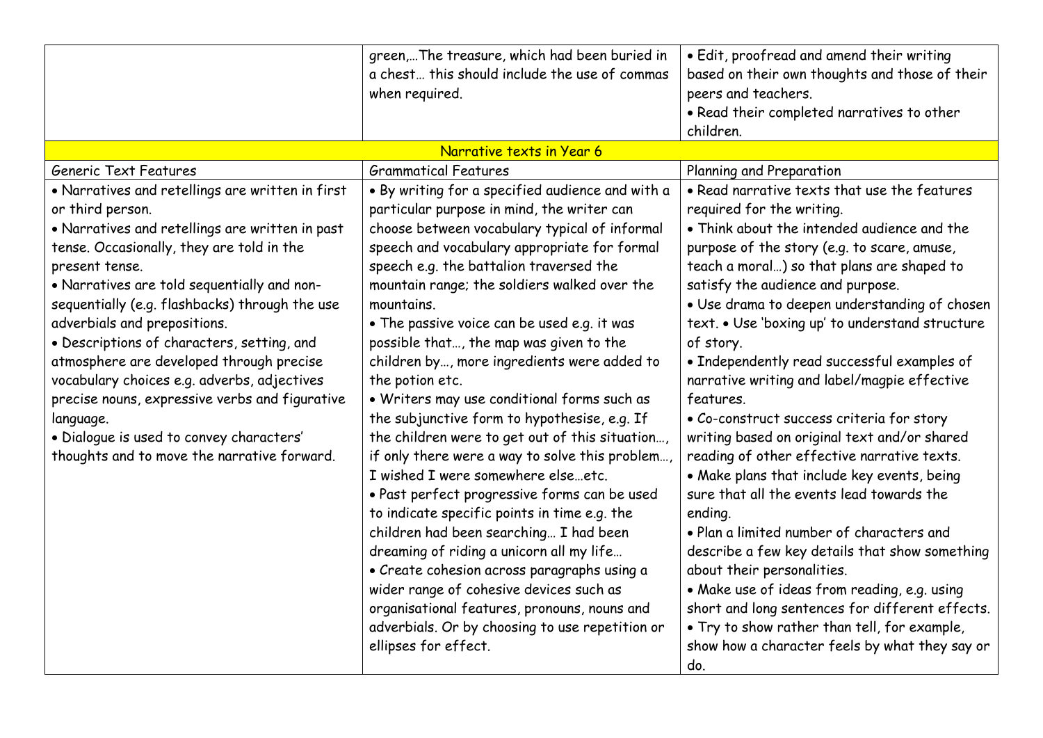| | | |
|---|---|---|
| | green,…The treasure, which had been buried in a chest… this should include the use of commas when required. | • Edit, proofread and amend their writing based on their own thoughts and those of their peers and teachers.<br>• Read their completed narratives to other children. |

## Narrative texts in Year 6

| Generic Text Features | Grammatical Features | Planning and Preparation |
|---|---|---|
| • Narratives and retellings are written in first or third person.<br>• Narratives and retellings are written in past tense. Occasionally, they are told in the present tense.<br>• Narratives are told sequentially and non-sequentially (e.g. flashbacks) through the use adverbials and prepositions.<br>• Descriptions of characters, setting, and atmosphere are developed through precise vocabulary choices e.g. adverbs, adjectives precise nouns, expressive verbs and figurative language.<br>• Dialogue is used to convey characters' thoughts and to move the narrative forward. | • By writing for a specified audience and with a particular purpose in mind, the writer can choose between vocabulary typical of informal speech and vocabulary appropriate for formal speech e.g. the battalion traversed the mountain range; the soldiers walked over the mountains.<br>• The passive voice can be used e.g. it was possible that…, the map was given to the children by…, more ingredients were added to the potion etc.<br>• Writers may use conditional forms such as the subjunctive form to hypothesise, e.g. If the children were to get out of this situation…, if only there were a way to solve this problem…, I wished I were somewhere else…etc.<br>• Past perfect progressive forms can be used to indicate specific points in time e.g. the children had been searching… I had been dreaming of riding a unicorn all my life…<br>• Create cohesion across paragraphs using a wider range of cohesive devices such as organisational features, pronouns, nouns and adverbials. Or by choosing to use repetition or ellipses for effect. | • Read narrative texts that use the features required for the writing.<br>• Think about the intended audience and the purpose of the story (e.g. to scare, amuse, teach a moral…) so that plans are shaped to satisfy the audience and purpose.<br>• Use drama to deepen understanding of chosen text. • Use 'boxing up' to understand structure of story.<br>• Independently read successful examples of narrative writing and label/magpie effective features.<br>• Co-construct success criteria for story writing based on original text and/or shared reading of other effective narrative texts.<br>• Make plans that include key events, being sure that all the events lead towards the ending.<br>• Plan a limited number of characters and describe a few key details that show something about their personalities.<br>• Make use of ideas from reading, e.g. using short and long sentences for different effects.<br>• Try to show rather than tell, for example, show how a character feels by what they say or do. |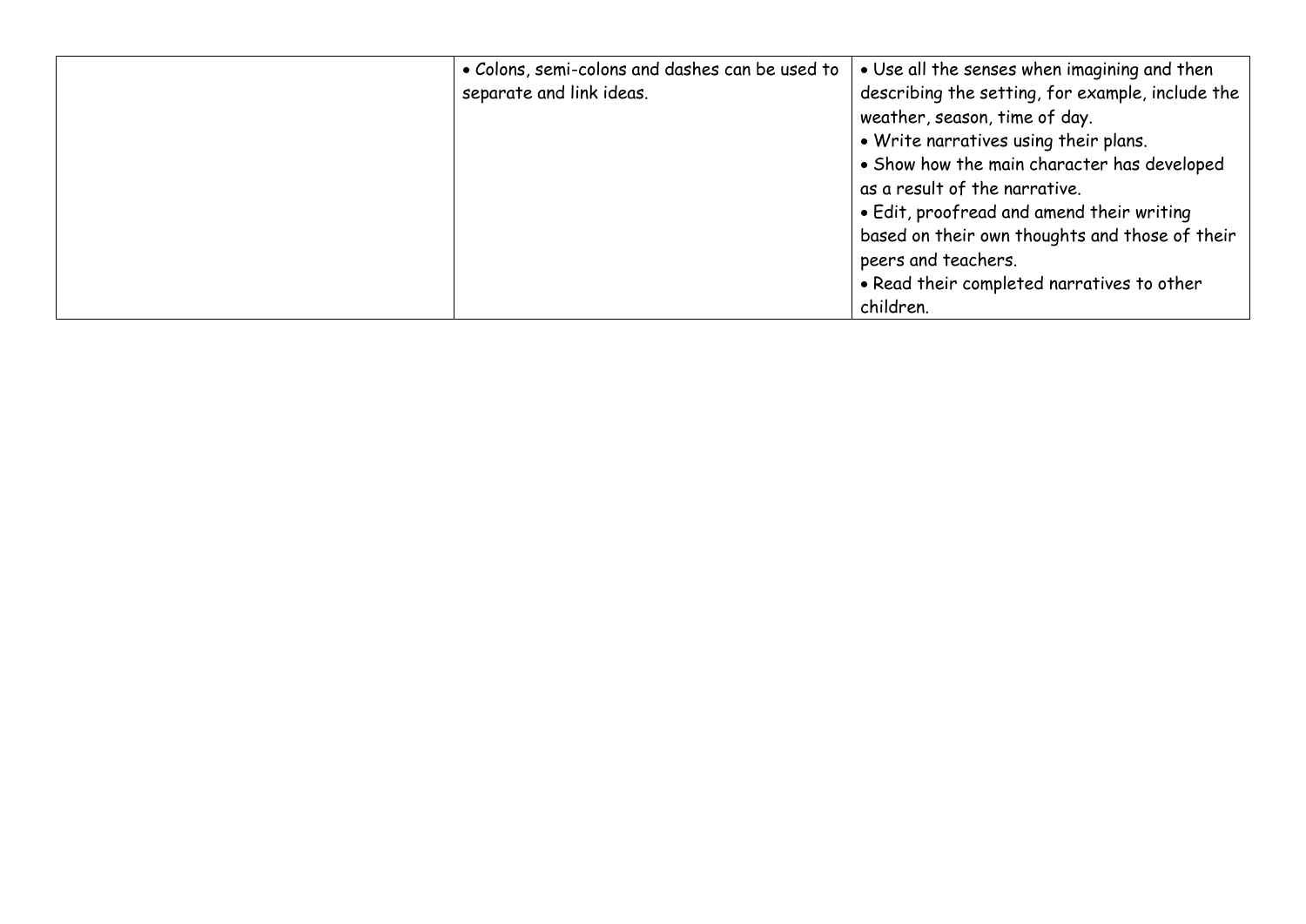| | | |
|---|---|---|
| | • Colons, semi-colons and dashes can be used to separate and link ideas. | • Use all the senses when imagining and then describing the setting, for example, include the weather, season, time of day.<br>• Write narratives using their plans.<br>• Show how the main character has developed as a result of the narrative.<br>• Edit, proofread and amend their writing based on their own thoughts and those of their peers and teachers.<br>• Read their completed narratives to other children. |